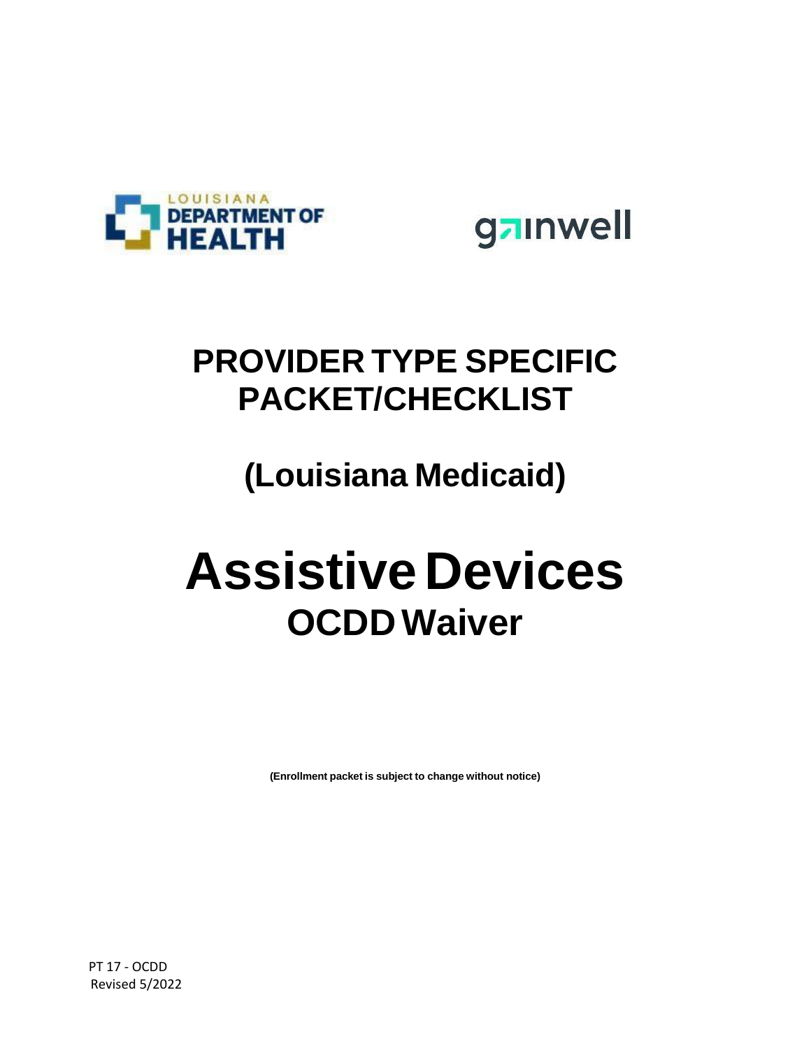LOUISIANA DEPARTMENT OF HEALTH

gainwell

# PROVIDER TYPE SPECIFIC PACKET/CHECKLIST

## (Louisiana Medicaid)

# Assistive Devices

## OCDD Waiver

**(Enrollment packet is subject to change without notice)**

PT 17 - OCDD
Revised 5/2022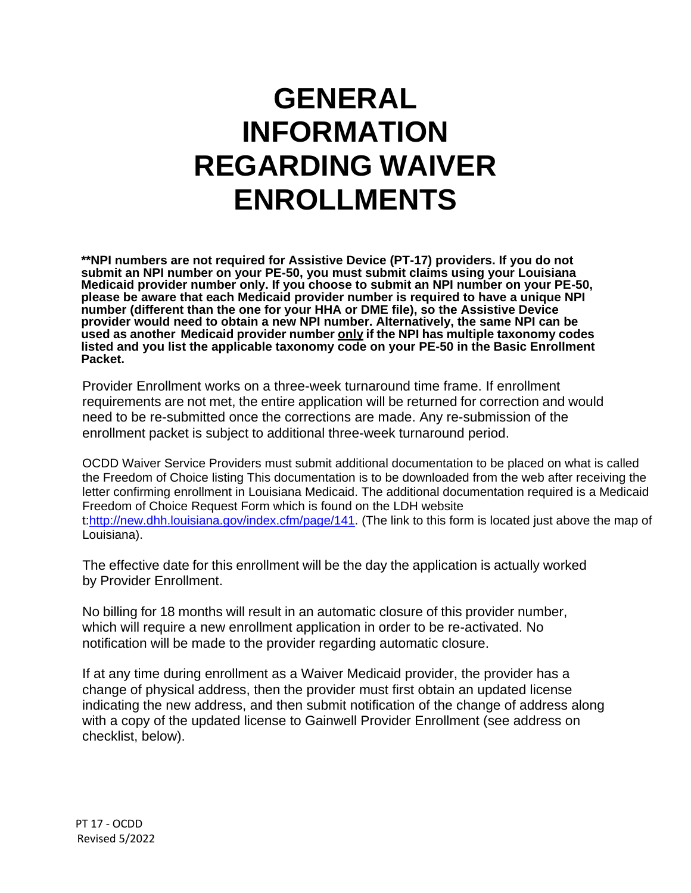# GENERAL INFORMATION REGARDING WAIVER ENROLLMENTS

**\*\*NPI numbers are not required for Assistive Device (PT-17) providers. If you do not submit an NPI number on your PE-50, you must submit claims using your Louisiana Medicaid provider number only. If you choose to submit an NPI number on your PE-50, please be aware that each Medicaid provider number is required to have a unique NPI number (different than the one for your HHA or DME file), so the Assistive Device provider would need to obtain a new NPI number. Alternatively, the same NPI can be used as another Medicaid provider number <u>only</u> if the NPI has multiple taxonomy codes listed and you list the applicable taxonomy code on your PE-50 in the Basic Enrollment Packet.**

Provider Enrollment works on a three-week turnaround time frame. If enrollment requirements are not met, the entire application will be returned for correction and would need to be re-submitted once the corrections are made. Any re-submission of the enrollment packet is subject to additional three-week turnaround period.

OCDD Waiver Service Providers must submit additional documentation to be placed on what is called the Freedom of Choice listing This documentation is to be downloaded from the web after receiving the letter confirming enrollment in Louisiana Medicaid. The additional documentation required is a Medicaid Freedom of Choice Request Form which is found on the LDH website t:http://new.dhh.louisiana.gov/index.cfm/page/141. (The link to this form is located just above the map of Louisiana).

The effective date for this enrollment will be the day the application is actually worked by Provider Enrollment.

No billing for 18 months will result in an automatic closure of this provider number, which will require a new enrollment application in order to be re-activated. No notification will be made to the provider regarding automatic closure.

If at any time during enrollment as a Waiver Medicaid provider, the provider has a change of physical address, then the provider must first obtain an updated license indicating the new address, and then submit notification of the change of address along with a copy of the updated license to Gainwell Provider Enrollment (see address on checklist, below).

PT 17 - OCDD
Revised 5/2022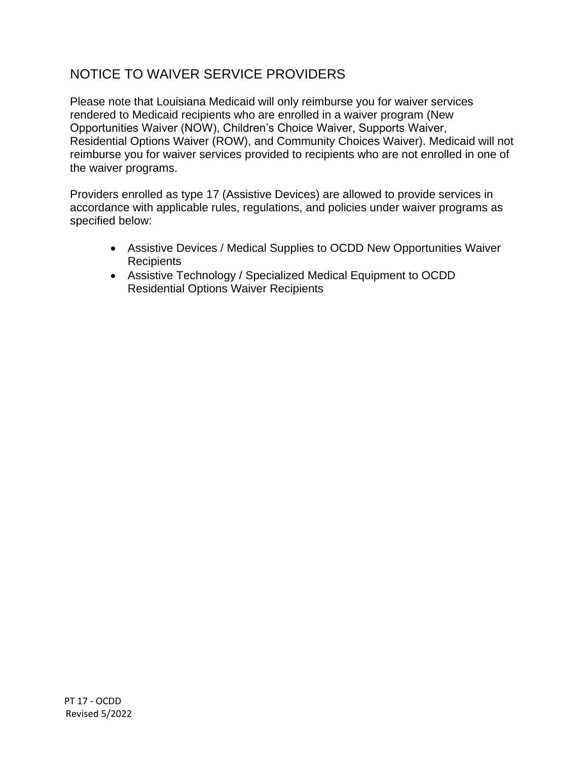# NOTICE TO WAIVER SERVICE PROVIDERS

Please note that Louisiana Medicaid will only reimburse you for waiver services rendered to Medicaid recipients who are enrolled in a waiver program (New Opportunities Waiver (NOW), Children's Choice Waiver, Supports Waiver, Residential Options Waiver (ROW), and Community Choices Waiver). Medicaid will not reimburse you for waiver services provided to recipients who are not enrolled in one of the waiver programs.

Providers enrolled as type 17 (Assistive Devices) are allowed to provide services in accordance with applicable rules, regulations, and policies under waiver programs as specified below:

- Assistive Devices / Medical Supplies to OCDD New Opportunities Waiver Recipients
- Assistive Technology / Specialized Medical Equipment to OCDD Residential Options Waiver Recipients

PT 17 - OCDD
Revised 5/2022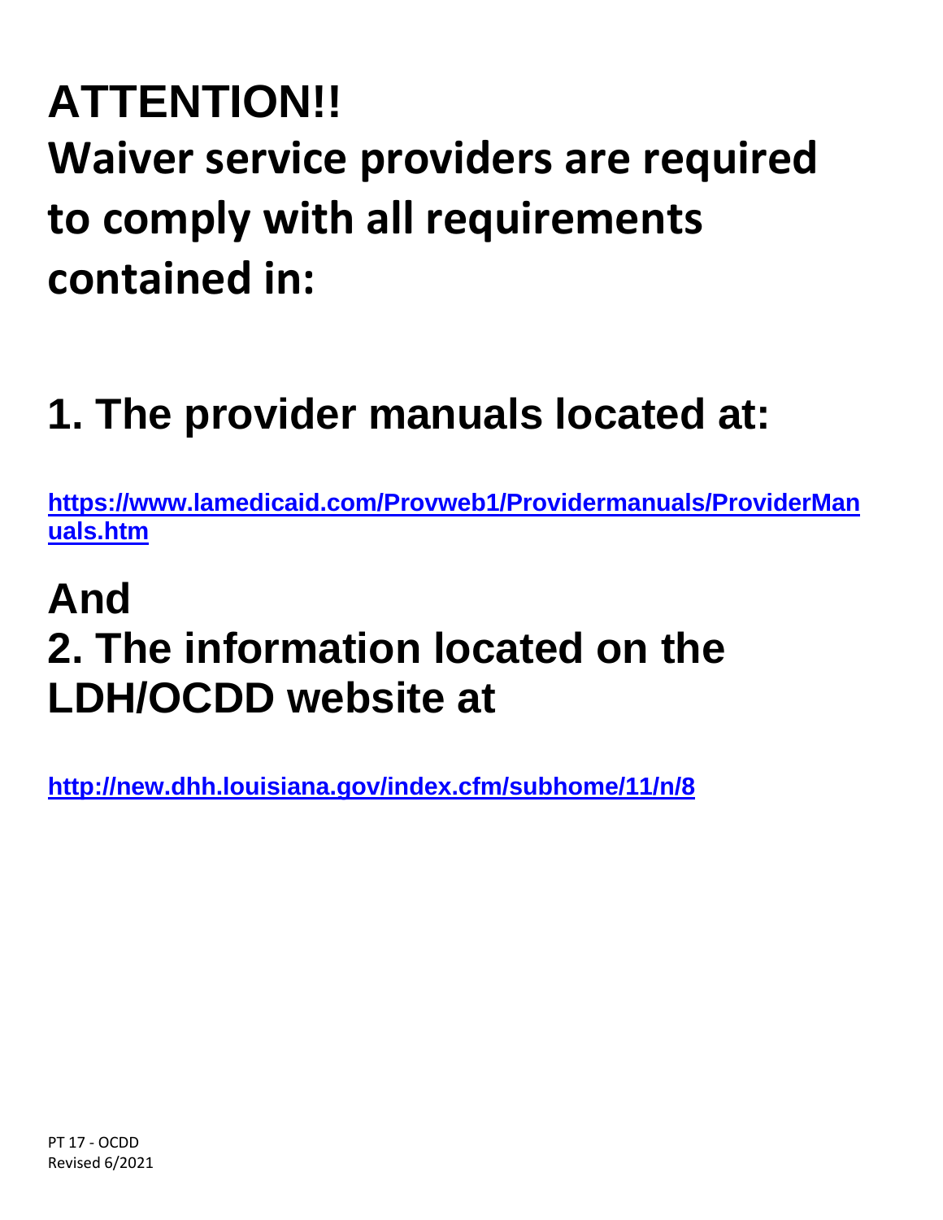# ATTENTION!!

# Waiver service providers are required to comply with all requirements contained in:

## 1. The provider manuals located at:

**https://www.lamedicaid.com/Provweb1/Providermanuals/ProviderManuals.htm**

## And

## 2. The information located on the LDH/OCDD website at

**http://new.dhh.louisiana.gov/index.cfm/subhome/11/n/8**

PT 17 - OCDD
Revised 6/2021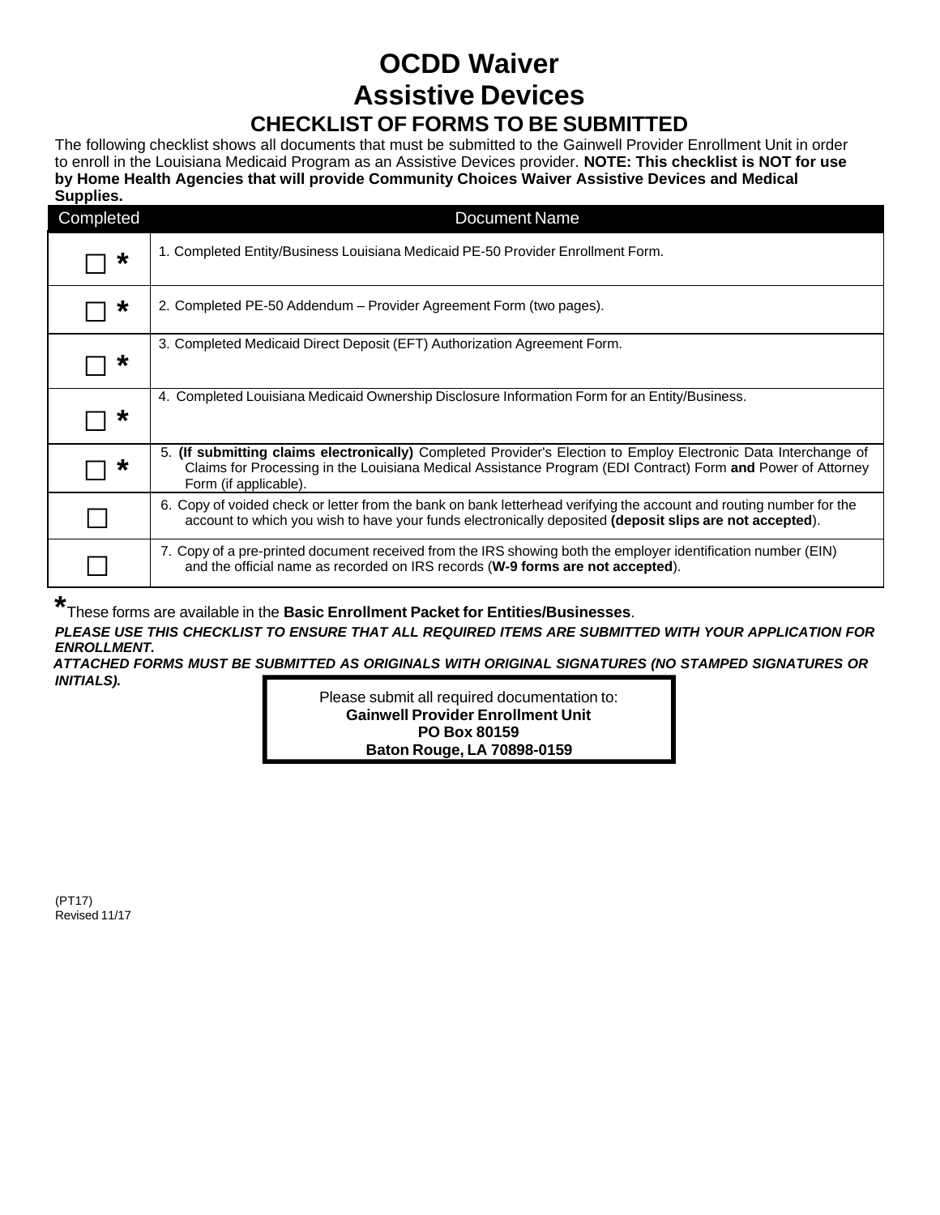# OCDD Waiver
# Assistive Devices
## CHECKLIST OF FORMS TO BE SUBMITTED

The following checklist shows all documents that must be submitted to the Gainwell Provider Enrollment Unit in order to enroll in the Louisiana Medicaid Program as an Assistive Devices provider. **NOTE: This checklist is NOT for use by Home Health Agencies that will provide Community Choices Waiver Assistive Devices and Medical Supplies.**

| Completed | Document Name |
|---|---|
| ☐ * | 1. Completed Entity/Business Louisiana Medicaid PE-50 Provider Enrollment Form. |
| ☐ * | 2. Completed PE-50 Addendum – Provider Agreement Form (two pages). |
| ☐ * | 3. Completed Medicaid Direct Deposit (EFT) Authorization Agreement Form. |
| ☐ * | 4. Completed Louisiana Medicaid Ownership Disclosure Information Form for an Entity/Business. |
| ☐ * | 5. **(If submitting claims electronically)** Completed Provider's Election to Employ Electronic Data Interchange of Claims for Processing in the Louisiana Medical Assistance Program (EDI Contract) Form **and** Power of Attorney Form (if applicable). |
| ☐ | 6. Copy of voided check or letter from the bank on bank letterhead verifying the account and routing number for the account to which you wish to have your funds electronically deposited **(deposit slips are not accepted)**. |
| ☐ | 7. Copy of a pre-printed document received from the IRS showing both the employer identification number (EIN) and the official name as recorded on IRS records (**W-9 forms are not accepted**). |

*These forms are available in the **Basic Enrollment Packet for Entities/Businesses**.

***PLEASE USE THIS CHECKLIST TO ENSURE THAT ALL REQUIRED ITEMS ARE SUBMITTED WITH YOUR APPLICATION FOR ENROLLMENT.***

***ATTACHED FORMS MUST BE SUBMITTED AS ORIGINALS WITH ORIGINAL SIGNATURES (NO STAMPED SIGNATURES OR INITIALS).***

Please submit all required documentation to:
**Gainwell Provider Enrollment Unit**
**PO Box 80159**
**Baton Rouge, LA 70898-0159**

(PT17)
Revised 11/17